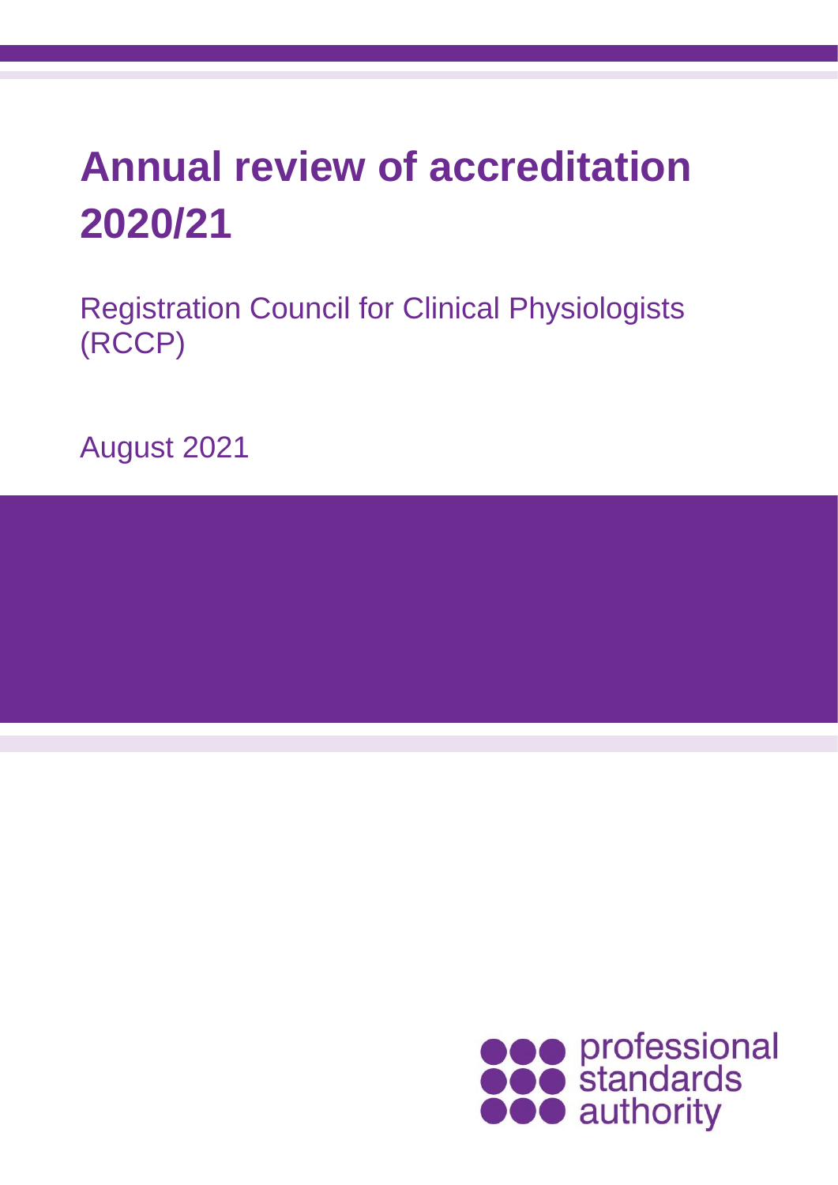# Annual review of accreditation 2020/21

Registration Council for Clinical Physiologists (RCCP)

August 2021

professional standards authority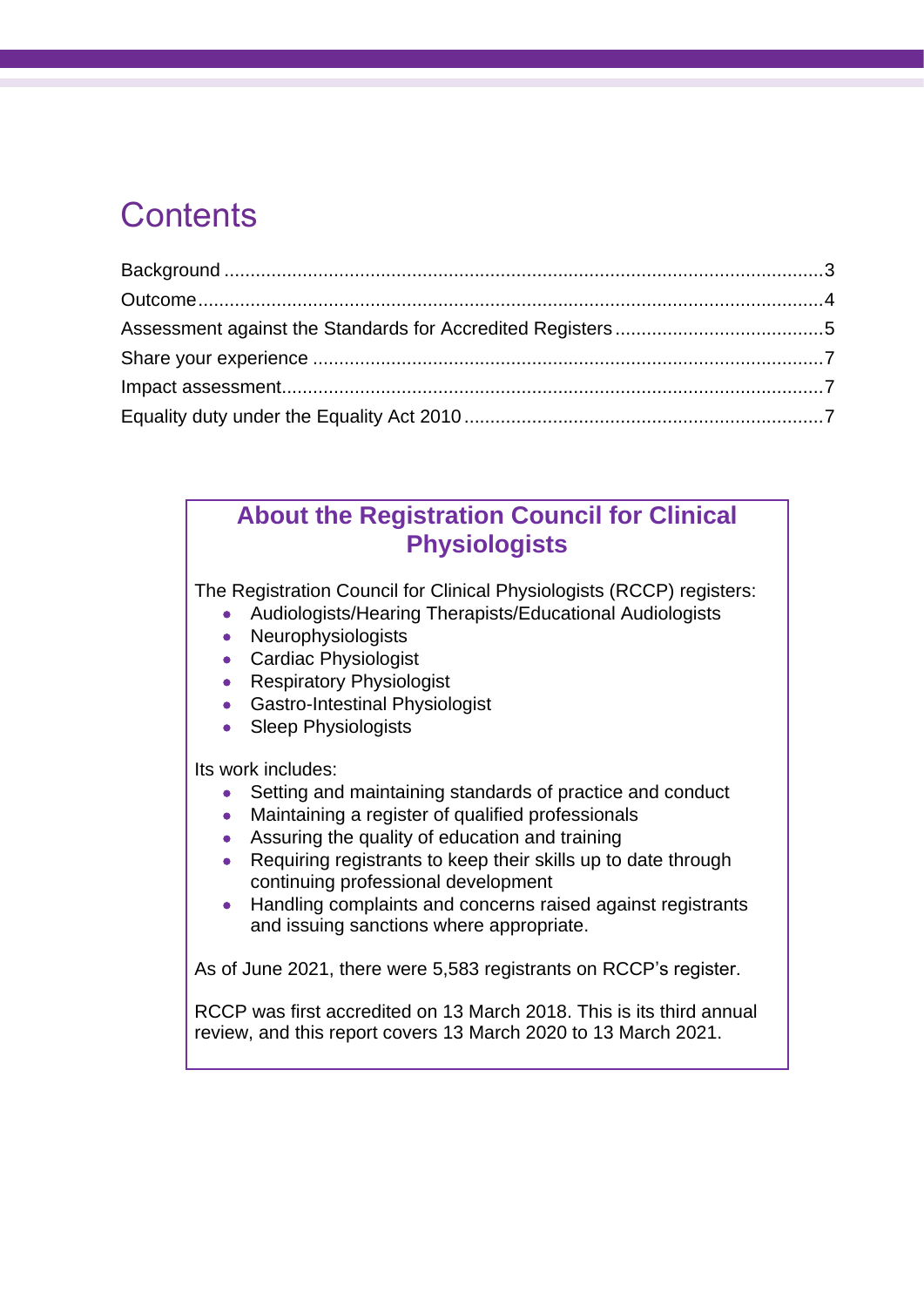# Contents

Background .....3
Outcome .....4
Assessment against the Standards for Accredited Registers .....5
Share your experience .....7
Impact assessment .....7
Equality duty under the Equality Act 2010 .....7

## About the Registration Council for Clinical Physiologists

The Registration Council for Clinical Physiologists (RCCP) registers:

- Audiologists/Hearing Therapists/Educational Audiologists
- Neurophysiologists
- Cardiac Physiologist
- Respiratory Physiologist
- Gastro-Intestinal Physiologist
- Sleep Physiologists

Its work includes:

- Setting and maintaining standards of practice and conduct
- Maintaining a register of qualified professionals
- Assuring the quality of education and training
- Requiring registrants to keep their skills up to date through continuing professional development
- Handling complaints and concerns raised against registrants and issuing sanctions where appropriate.

As of June 2021, there were 5,583 registrants on RCCP's register.

RCCP was first accredited on 13 March 2018. This is its third annual review, and this report covers 13 March 2020 to 13 March 2021.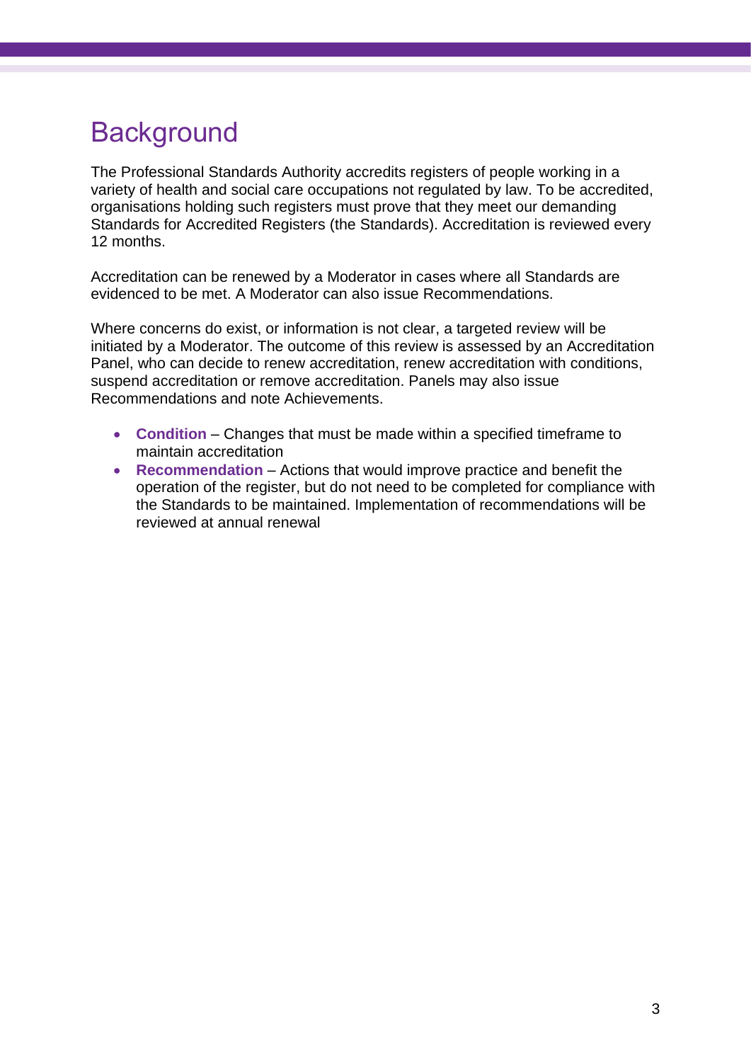# Background

The Professional Standards Authority accredits registers of people working in a variety of health and social care occupations not regulated by law. To be accredited, organisations holding such registers must prove that they meet our demanding Standards for Accredited Registers (the Standards). Accreditation is reviewed every 12 months.

Accreditation can be renewed by a Moderator in cases where all Standards are evidenced to be met. A Moderator can also issue Recommendations.

Where concerns do exist, or information is not clear, a targeted review will be initiated by a Moderator. The outcome of this review is assessed by an Accreditation Panel, who can decide to renew accreditation, renew accreditation with conditions, suspend accreditation or remove accreditation. Panels may also issue Recommendations and note Achievements.

- **Condition** – Changes that must be made within a specified timeframe to maintain accreditation
- **Recommendation** – Actions that would improve practice and benefit the operation of the register, but do not need to be completed for compliance with the Standards to be maintained. Implementation of recommendations will be reviewed at annual renewal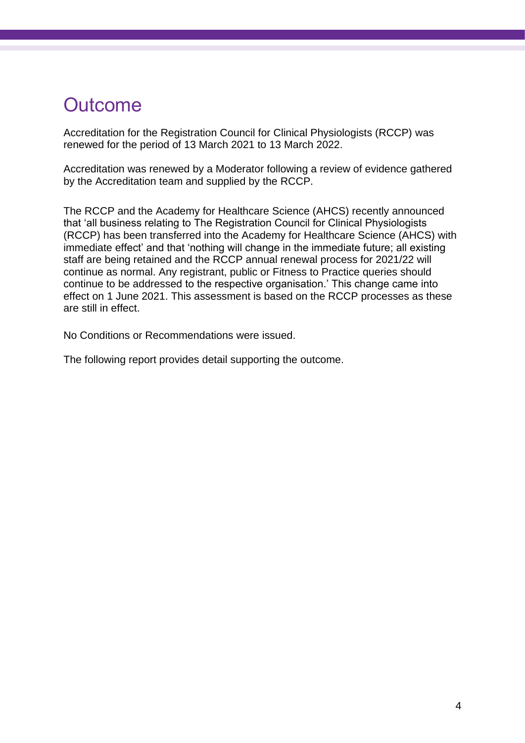# Outcome

Accreditation for the Registration Council for Clinical Physiologists (RCCP) was renewed for the period of 13 March 2021 to 13 March 2022.

Accreditation was renewed by a Moderator following a review of evidence gathered by the Accreditation team and supplied by the RCCP.

The RCCP and the Academy for Healthcare Science (AHCS) recently announced that 'all business relating to The Registration Council for Clinical Physiologists (RCCP) has been transferred into the Academy for Healthcare Science (AHCS) with immediate effect' and that 'nothing will change in the immediate future; all existing staff are being retained and the RCCP annual renewal process for 2021/22 will continue as normal. Any registrant, public or Fitness to Practice queries should continue to be addressed to the respective organisation.' This change came into effect on 1 June 2021. This assessment is based on the RCCP processes as these are still in effect.

No Conditions or Recommendations were issued.

The following report provides detail supporting the outcome.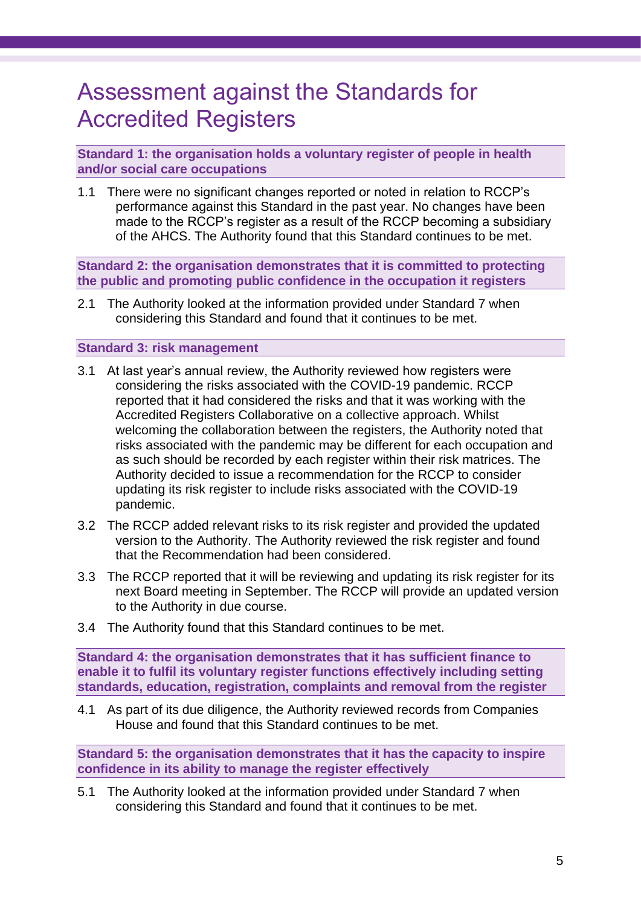# Assessment against the Standards for Accredited Registers

### Standard 1: the organisation holds a voluntary register of people in health and/or social care occupations

1.1 There were no significant changes reported or noted in relation to RCCP's performance against this Standard in the past year. No changes have been made to the RCCP's register as a result of the RCCP becoming a subsidiary of the AHCS. The Authority found that this Standard continues to be met.

### Standard 2: the organisation demonstrates that it is committed to protecting the public and promoting public confidence in the occupation it registers

2.1 The Authority looked at the information provided under Standard 7 when considering this Standard and found that it continues to be met.

### Standard 3: risk management

3.1 At last year's annual review, the Authority reviewed how registers were considering the risks associated with the COVID-19 pandemic. RCCP reported that it had considered the risks and that it was working with the Accredited Registers Collaborative on a collective approach. Whilst welcoming the collaboration between the registers, the Authority noted that risks associated with the pandemic may be different for each occupation and as such should be recorded by each register within their risk matrices. The Authority decided to issue a recommendation for the RCCP to consider updating its risk register to include risks associated with the COVID-19 pandemic.

3.2 The RCCP added relevant risks to its risk register and provided the updated version to the Authority. The Authority reviewed the risk register and found that the Recommendation had been considered.

3.3 The RCCP reported that it will be reviewing and updating its risk register for its next Board meeting in September. The RCCP will provide an updated version to the Authority in due course.

3.4 The Authority found that this Standard continues to be met.

### Standard 4: the organisation demonstrates that it has sufficient finance to enable it to fulfil its voluntary register functions effectively including setting standards, education, registration, complaints and removal from the register

4.1 As part of its due diligence, the Authority reviewed records from Companies House and found that this Standard continues to be met.

### Standard 5: the organisation demonstrates that it has the capacity to inspire confidence in its ability to manage the register effectively

5.1 The Authority looked at the information provided under Standard 7 when considering this Standard and found that it continues to be met.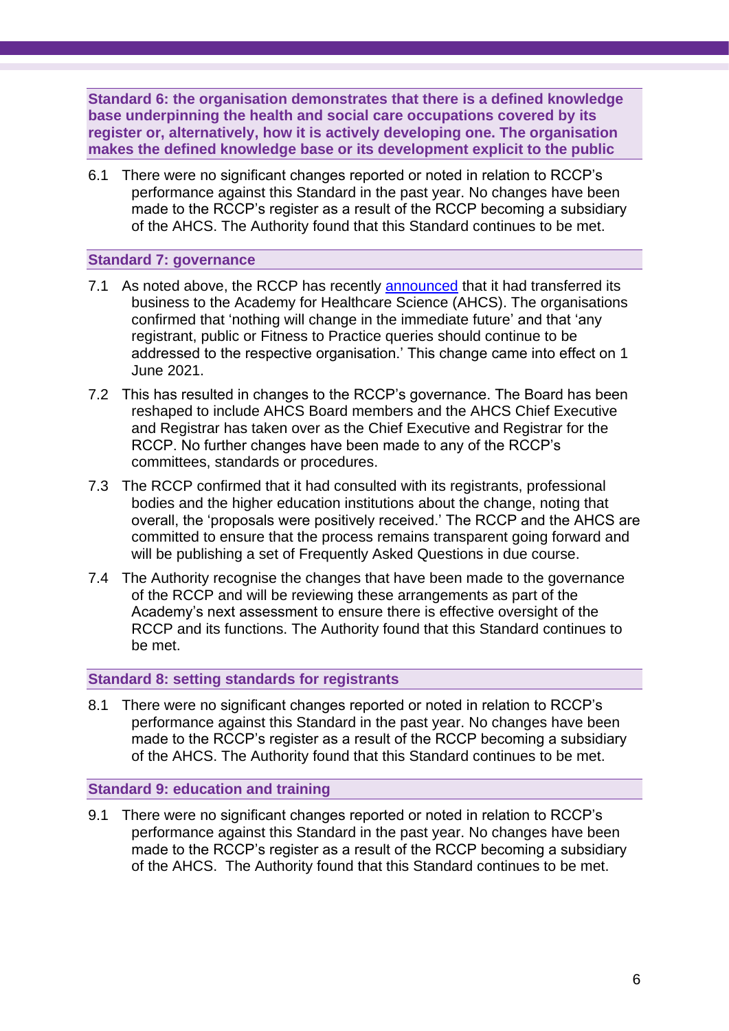## Standard 6: the organisation demonstrates that there is a defined knowledge base underpinning the health and social care occupations covered by its register or, alternatively, how it is actively developing one. The organisation makes the defined knowledge base or its development explicit to the public

6.1 There were no significant changes reported or noted in relation to RCCP's performance against this Standard in the past year. No changes have been made to the RCCP's register as a result of the RCCP becoming a subsidiary of the AHCS. The Authority found that this Standard continues to be met.

## Standard 7: governance

7.1 As noted above, the RCCP has recently announced that it had transferred its business to the Academy for Healthcare Science (AHCS). The organisations confirmed that 'nothing will change in the immediate future' and that 'any registrant, public or Fitness to Practice queries should continue to be addressed to the respective organisation.' This change came into effect on 1 June 2021.

7.2 This has resulted in changes to the RCCP's governance. The Board has been reshaped to include AHCS Board members and the AHCS Chief Executive and Registrar has taken over as the Chief Executive and Registrar for the RCCP. No further changes have been made to any of the RCCP's committees, standards or procedures.

7.3 The RCCP confirmed that it had consulted with its registrants, professional bodies and the higher education institutions about the change, noting that overall, the 'proposals were positively received.' The RCCP and the AHCS are committed to ensure that the process remains transparent going forward and will be publishing a set of Frequently Asked Questions in due course.

7.4 The Authority recognise the changes that have been made to the governance of the RCCP and will be reviewing these arrangements as part of the Academy's next assessment to ensure there is effective oversight of the RCCP and its functions. The Authority found that this Standard continues to be met.

## Standard 8: setting standards for registrants

8.1 There were no significant changes reported or noted in relation to RCCP's performance against this Standard in the past year. No changes have been made to the RCCP's register as a result of the RCCP becoming a subsidiary of the AHCS. The Authority found that this Standard continues to be met.

## Standard 9: education and training

9.1 There were no significant changes reported or noted in relation to RCCP's performance against this Standard in the past year. No changes have been made to the RCCP's register as a result of the RCCP becoming a subsidiary of the AHCS. The Authority found that this Standard continues to be met.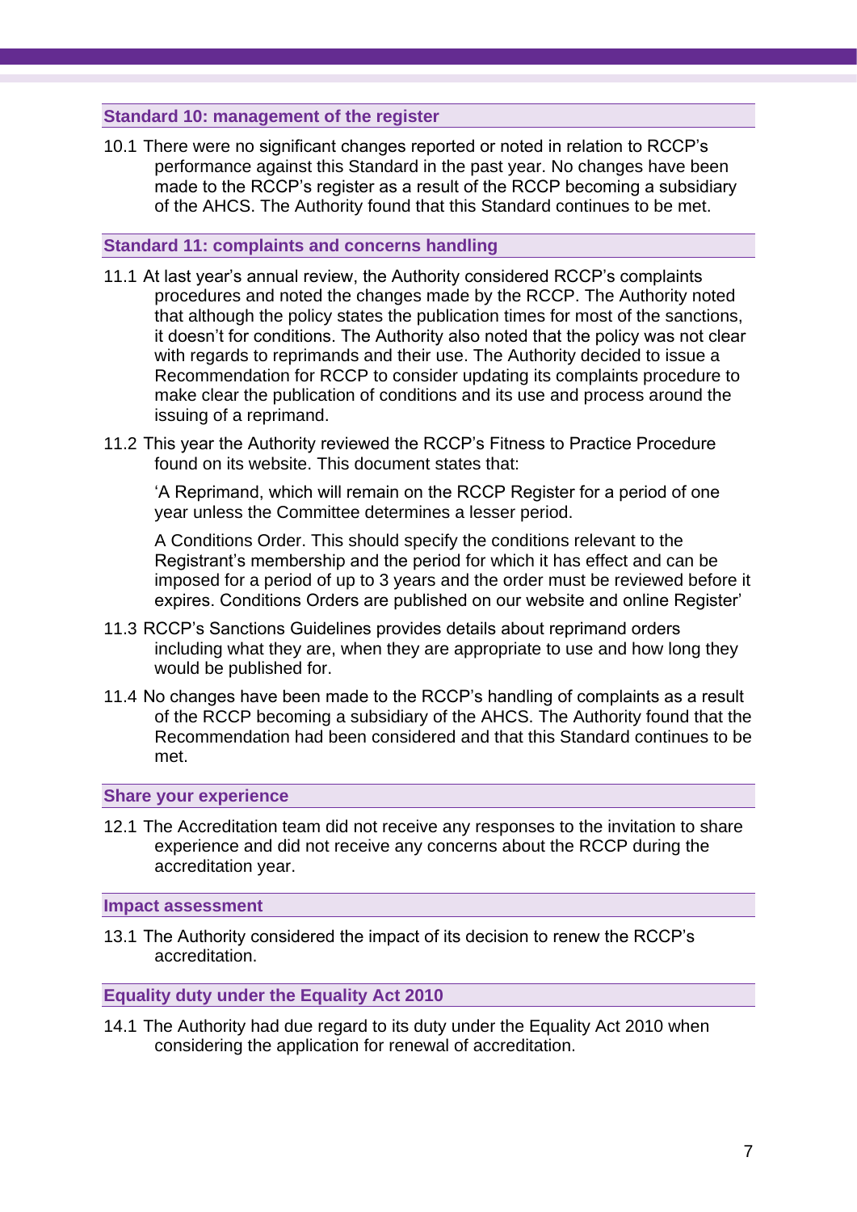### Standard 10: management of the register

10.1 There were no significant changes reported or noted in relation to RCCP's performance against this Standard in the past year. No changes have been made to the RCCP's register as a result of the RCCP becoming a subsidiary of the AHCS. The Authority found that this Standard continues to be met.

### Standard 11: complaints and concerns handling

11.1 At last year's annual review, the Authority considered RCCP's complaints procedures and noted the changes made by the RCCP. The Authority noted that although the policy states the publication times for most of the sanctions, it doesn't for conditions. The Authority also noted that the policy was not clear with regards to reprimands and their use. The Authority decided to issue a Recommendation for RCCP to consider updating its complaints procedure to make clear the publication of conditions and its use and process around the issuing of a reprimand.

11.2 This year the Authority reviewed the RCCP's Fitness to Practice Procedure found on its website. This document states that:

> 'A Reprimand, which will remain on the RCCP Register for a period of one year unless the Committee determines a lesser period.
>
> A Conditions Order. This should specify the conditions relevant to the Registrant's membership and the period for which it has effect and can be imposed for a period of up to 3 years and the order must be reviewed before it expires. Conditions Orders are published on our website and online Register'

11.3 RCCP's Sanctions Guidelines provides details about reprimand orders including what they are, when they are appropriate to use and how long they would be published for.

11.4 No changes have been made to the RCCP's handling of complaints as a result of the RCCP becoming a subsidiary of the AHCS. The Authority found that the Recommendation had been considered and that this Standard continues to be met.

### Share your experience

12.1 The Accreditation team did not receive any responses to the invitation to share experience and did not receive any concerns about the RCCP during the accreditation year.

### Impact assessment

13.1 The Authority considered the impact of its decision to renew the RCCP's accreditation.

### Equality duty under the Equality Act 2010

14.1 The Authority had due regard to its duty under the Equality Act 2010 when considering the application for renewal of accreditation.